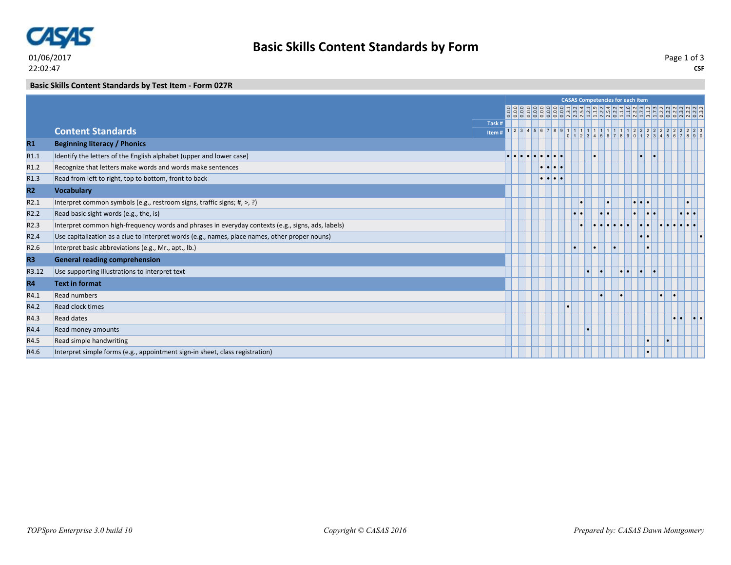01/06/2017
22:02:47

# Basic Skills Content Standards by Form

**CSF**

## Basic Skills Content Standards by Test Item - Form 027R

| | Content Standards | 1 | 2 | 3 | 4 | 5 | 6 | 7 | 8 | 9 | 10 | 11 | 12 | 13 | 14 | 15 | 16 | 17 | 18 | 19 | 20 | 21 | 22 | 23 | 24 | 25 | 26 | 27 | 28 | 29 | 30 |
|---|---|---|---|---|---|---|---|---|---|---|---|---|---|---|---|---|---|---|---|---|---|---|---|---|---|---|---|---|---|---|---|
| | CASAS Competencies for each item | 0.0.0 | 0.0.0 | 0.0.0 | 0.0.0 | 0.0.0 | 0.0.0 | 0.0.0 | 0.0.0 | 0.0.0 | 2.3.1 | 2.3.2 | 2.5.4 | 1.2.1 | 1.1.9 | 2.2.2 | 2.5.4 | 0.2.2 | 1.1.4 | 1.1.6 | 2.2.2 | 1.7.3 | 3.1.2 | 1.7.3 | 0.2.2 | 0.2.2 | 0.2.2 | 2.3.2 | 2.2.2 | 0.2.2 | 2.3.2 |
| | Task # | | | | | | | | | | | | | | | | | | | | | | | | | | | | | | |
| **R1** | **Beginning literacy / Phonics** | | | | | | | | | | | | | | | | | | | | | | | | | | | | | | |
| R1.1 | Identify the letters of the English alphabet (upper and lower case) | • | • | • | • | • | • | • | • | • | | | | | • | | | | | | | • | | • | | | | | | | |
| R1.2 | Recognize that letters make words and words make sentences | | | | | | • | • | • | • | | | | | | | | | | | | | | | | | | | | | |
| R1.3 | Read from left to right, top to bottom, front to back | | | | | | • | • | • | • | | | | | | | | | | | | | | | | | | | | | |
| **R2** | **Vocabulary** | | | | | | | | | | | | | | | | | | | | | | | | | | | | | | |
| R2.1 | Interpret common symbols (e.g., restroom signs, traffic signs; #, >, ?) | | | | | | | | | | | | • | | | | • | | | | • | • | • | | | | | | • | | |
| R2.2 | Read basic sight words (e.g., the, is) | | | | | | | | | | | • | • | | | • | • | | | | • | | • | • | | | | • | • | • | |
| R2.3 | Interpret common high-frequency words and phrases in everyday contexts (e.g., signs, ads, labels) | | | | | | | | | | | | • | | • | • | • | • | • | • | | • | • | | • | • | • | • | • | • | |
| R2.4 | Use capitalization as a clue to interpret words (e.g., names, place names, other proper nouns) | | | | | | | | | | | | | | | | | | | | | • | • | | | | | | | | • |
| R2.6 | Interpret basic abbreviations (e.g., Mr., apt., lb.) | | | | | | | | | | | • | | | • | | | • | | | | | • | | | | | | | | |
| **R3** | **General reading comprehension** | | | | | | | | | | | | | | | | | | | | | | | | | | | | | | |
| R3.12 | Use supporting illustrations to interpret text | | | | | | | | | | | | | • | | • | | | • | • | | • | | • | | | | | | | |
| **R4** | **Text in format** | | | | | | | | | | | | | | | | | | | | | | | | | | | | | | |
| R4.1 | Read numbers | | | | | | | | | | | | | | | • | | | • | | | | | | • | | • | | | | |
| R4.2 | Read clock times | | | | | | | | | | • | | | | | | | | | | | | | | | | | | | | |
| R4.3 | Read dates | | | | | | | | | | | | | | | | | | | | | | | | | | • | • | | • | • |
| R4.4 | Read money amounts | | | | | | | | | | | | | • | | | | | | | | | | | | | | | | | |
| R4.5 | Read simple handwriting | | | | | | | | | | | | | | | | | | | | | | • | | | • | | | | | |
| R4.6 | Interpret simple forms (e.g., appointment sign-in sheet, class registration) | | | | | | | | | | | | | | | | | | | | | | • | | | | | | | | |

*TOPSpro Enterprise 3.0 build 10* *Copyright © CASAS 2016* *Prepared by: CASAS Dawn Montgomery*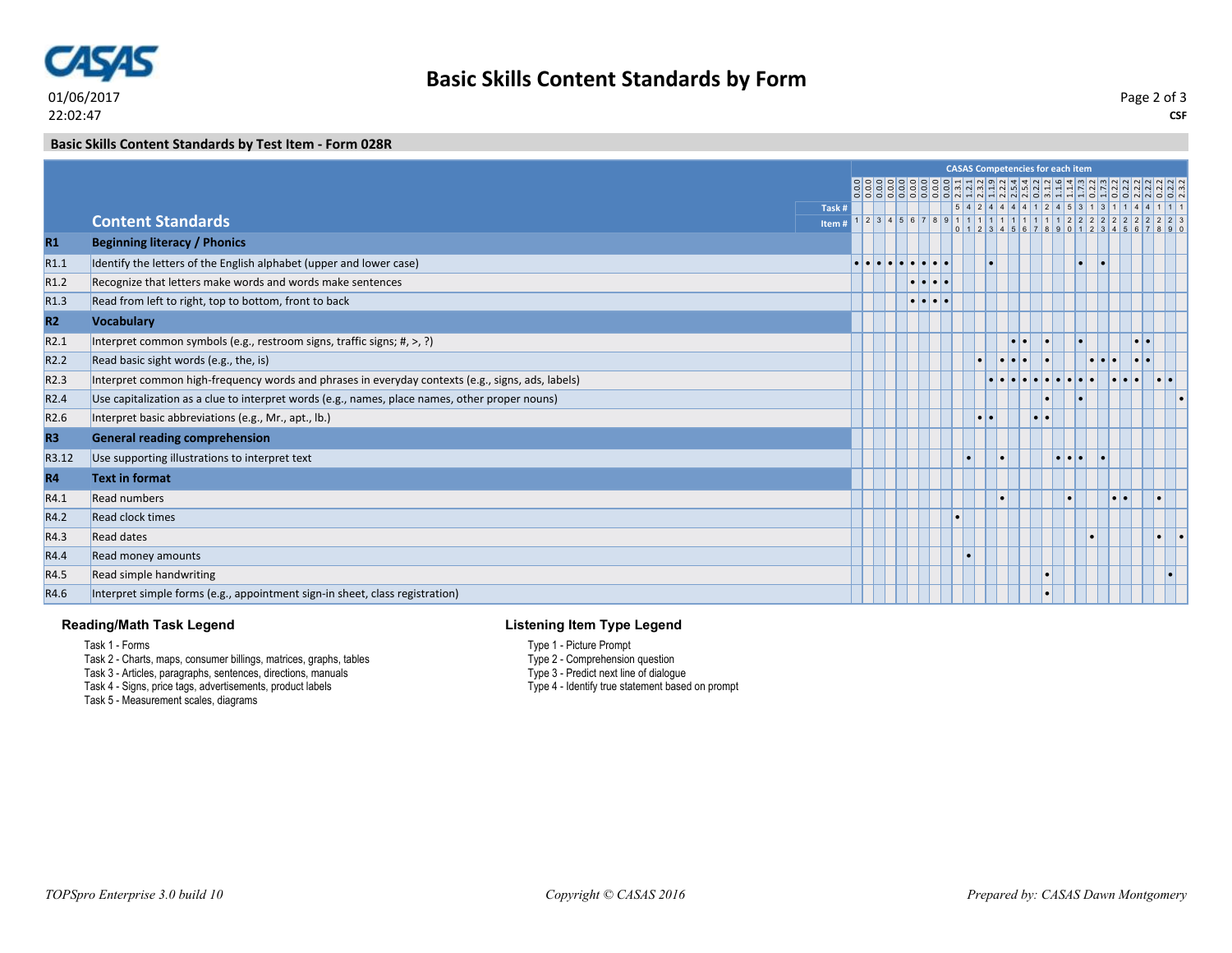01/06/2017
22:02:47

# Basic Skills Content Standards by Form

**CSF**

## Basic Skills Content Standards by Test Item - Form 028R

**CASAS Competencies for each item**

| | Content Standards | 1 | 2 | 3 | 4 | 5 | 6 | 7 | 8 | 9 | 10 | 11 | 12 | 13 | 14 | 15 | 16 | 17 | 18 | 19 | 20 | 21 | 22 | 23 | 24 | 25 | 26 | 27 | 28 | 29 | 30 |
|---|---|---|---|---|---|---|---|---|---|---|---|---|---|---|---|---|---|---|---|---|---|---|---|---|---|---|---|---|---|---|---|
| | Competency | 0.0.0 | 0.0.0 | 0.0.0 | 0.0.0 | 0.0.0 | 0.0.0 | 0.0.0 | 0.0.0 | 0.0.0 | 2.3.1 | 1.2.1 | 2.3.2 | 1.1.9 | 2.2.2 | 2.5.4 | 2.5.4 | 0.2.2 | 3.1.2 | 1.1.6 | 1.1.4 | 1.7.3 | 0.2.2 | 1.7.3 | 0.2.2 | 0.2.2 | 2.2.2 | 2.2.2 | 2.2.2 | 0.2.2 | 2.3.2 |
| | Task # | | | | | | | | | | 5 | 4 | 2 | 4 | 4 | 4 | 4 | 1 | 2 | 4 | 5 | 3 | 1 | 3 | 1 | 1 | 4 | 4 | 1 | 1 | 1 |
| | Item # | 1 | 2 | 3 | 4 | 5 | 6 | 7 | 8 | 9 | 10 | 11 | 12 | 13 | 14 | 15 | 16 | 17 | 18 | 19 | 20 | 21 | 22 | 23 | 24 | 25 | 26 | 27 | 28 | 29 | 30 |
| **R1** | **Beginning literacy / Phonics** | | | | | | | | | | | | | | | | | | | | | | | | | | | | | | |
| R1.1 | Identify the letters of the English alphabet (upper and lower case) | • | • | • | • | • | • | • | • | • | | | | • | | | | | | | | • | | • | | | | | | | |
| R1.2 | Recognize that letters make words and words make sentences | | | | | | • | • | • | • | | | | | | | | | | | | | | | | | | | | | |
| R1.3 | Read from left to right, top to bottom, front to back | | | | | | • | • | • | • | | | | | | | | | | | | | | | | | | | | | |
| **R2** | **Vocabulary** | | | | | | | | | | | | | | | | | | | | | | | | | | | | | | |
| R2.1 | Interpret common symbols (e.g., restroom signs, traffic signs; #, >, ?) | | | | | | | | | | | | | | | • | • | | • | | | • | | | | | • | • | | | |
| R2.2 | Read basic sight words (e.g., the, is) | | | | | | | | | | | | • | | • | • | • | | • | | | | • | • | • | | • | • | | | |
| R2.3 | Interpret common high-frequency words and phrases in everyday contexts (e.g., signs, ads, labels) | | | | | | | | | | | | | • | • | • | • | • | • | • | • | • | • | | • | • | • | | • | • | |
| R2.4 | Use capitalization as a clue to interpret words (e.g., names, place names, other proper nouns) | | | | | | | | | | | | | | | | | | • | | | • | | | | | | | | | • |
| R2.6 | Interpret basic abbreviations (e.g., Mr., apt., lb.) | | | | | | | | | | | | • | • | | | | • | • | | | | | | | | | | | | |
| **R3** | **General reading comprehension** | | | | | | | | | | | | | | | | | | | | | | | | | | | | | | |
| R3.12 | Use supporting illustrations to interpret text | | | | | | | | | | | • | | | • | | | | | • | • | • | | • | | | | | | | |
| **R4** | **Text in format** | | | | | | | | | | | | | | | | | | | | | | | | | | | | | | |
| R4.1 | Read numbers | | | | | | | | | | | | | | • | | | | | | • | | | | • | • | | | • | | |
| R4.2 | Read clock times | | | | | | | | | | • | | | | | | | | | | | | | | | | | | | | |
| R4.3 | Read dates | | | | | | | | | | | | | | | | | | | | | | • | | | | | | • | | • |
| R4.4 | Read money amounts | | | | | | | | | | | • | | | | | | | | | | | | | | | | | | | |
| R4.5 | Read simple handwriting | | | | | | | | | | | | | | | | | | • | | | | | | | | | | | • | |
| R4.6 | Interpret simple forms (e.g., appointment sign-in sheet, class registration) | | | | | | | | | | | | | | | | | | • | | | | | | | | | | | | |

### Reading/Math Task Legend

Task 1 - Forms
Task 2 - Charts, maps, consumer billings, matrices, graphs, tables
Task 3 - Articles, paragraphs, sentences, directions, manuals
Task 4 - Signs, price tags, advertisements, product labels
Task 5 - Measurement scales, diagrams

### Listening Item Type Legend

Type 1 - Picture Prompt
Type 2 - Comprehension question
Type 3 - Predict next line of dialogue
Type 4 - Identify true statement based on prompt

*TOPSpro Enterprise 3.0 build 10* *Copyright © CASAS 2016* *Prepared by: CASAS Dawn Montgomery*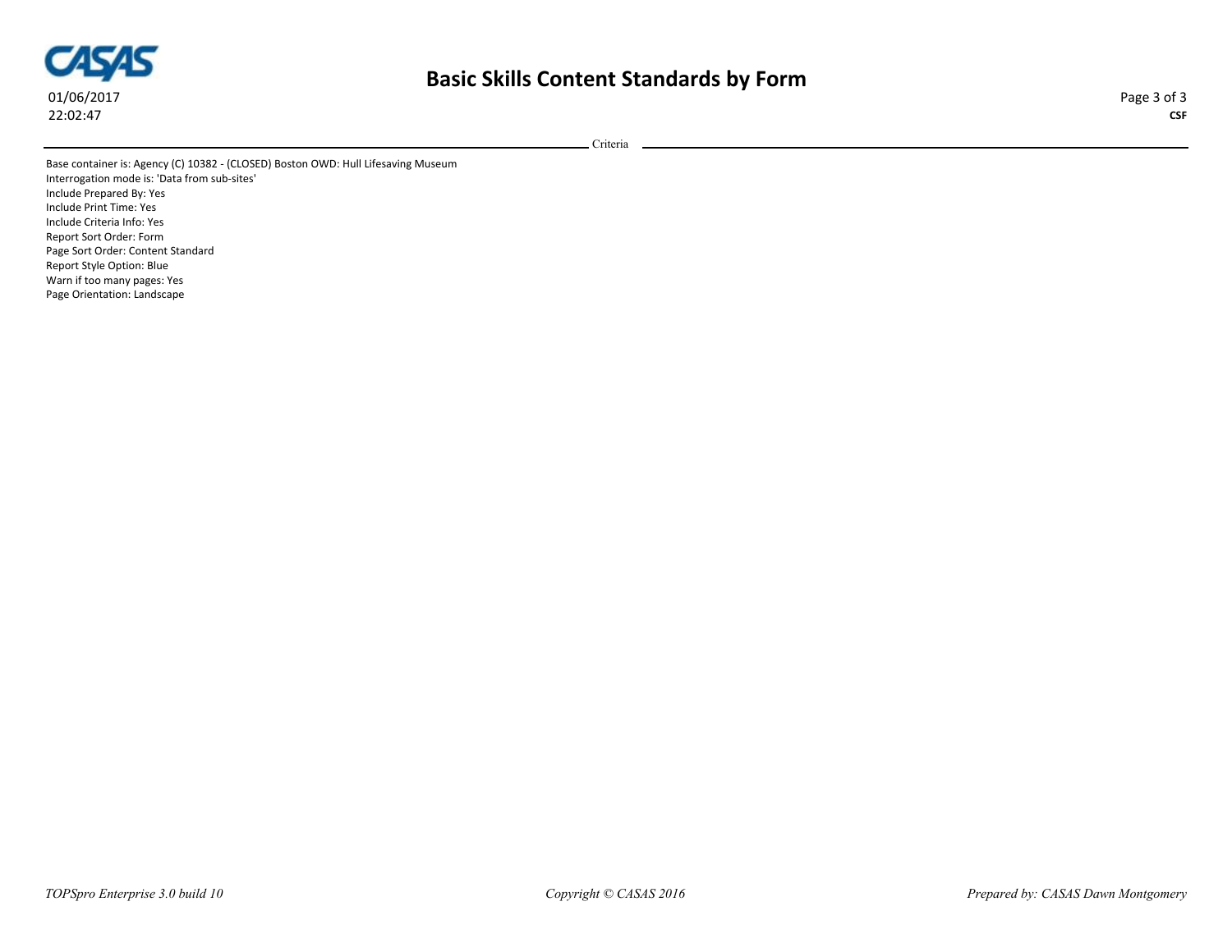# Basic Skills Content Standards by Form

Criteria

Base container is: Agency (C) 10382 - (CLOSED) Boston OWD: Hull Lifesaving Museum
Interrogation mode is: 'Data from sub-sites'
Include Prepared By: Yes
Include Print Time: Yes
Include Criteria Info: Yes
Report Sort Order: Form
Page Sort Order: Content Standard
Report Style Option: Blue
Warn if too many pages: Yes
Page Orientation: Landscape